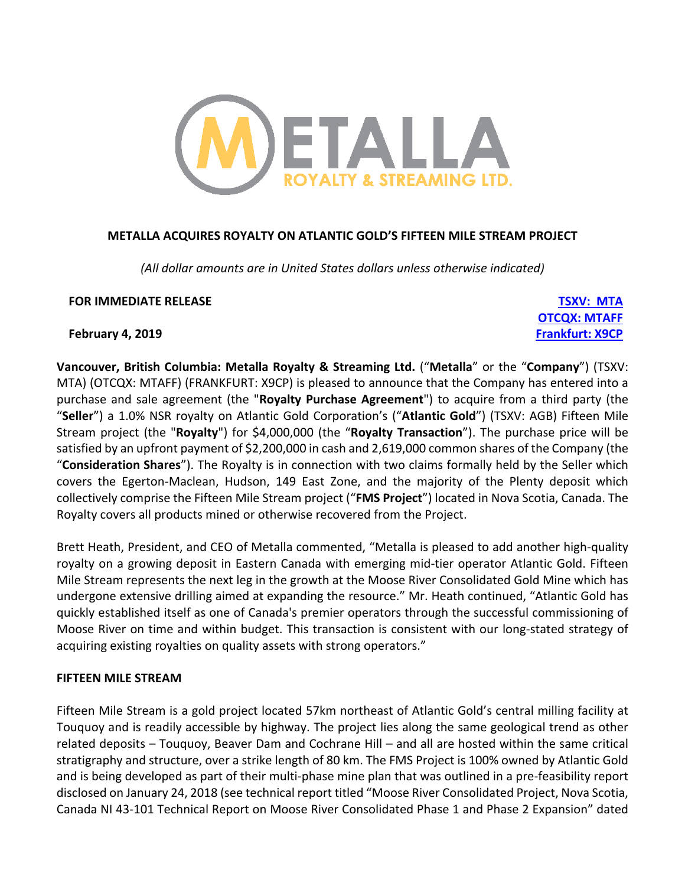# METALLA ACQUIRES ROYALTY ON ATLANTIC GOLD'S FIFTEEN MILE STREAM PROJECT

*(All dollar amounts are in United States dollars unless otherwise indicated)*

**FOR IMMEDIATE RELEASE**

**February 4, 2019**

**TSXV: MTA**
**OTCQX: MTAFF**
**Frankfurt: X9CP**

**Vancouver, British Columbia: Metalla Royalty & Streaming Ltd.** ("**Metalla**" or the "**Company**") (TSXV: MTA) (OTCQX: MTAFF) (FRANKFURT: X9CP) is pleased to announce that the Company has entered into a purchase and sale agreement (the "**Royalty Purchase Agreement**") to acquire from a third party (the "**Seller**") a 1.0% NSR royalty on Atlantic Gold Corporation's ("**Atlantic Gold**") (TSXV: AGB) Fifteen Mile Stream project (the "**Royalty**") for $4,000,000 (the "**Royalty Transaction**"). The purchase price will be satisfied by an upfront payment of $2,200,000 in cash and 2,619,000 common shares of the Company (the "**Consideration Shares**"). The Royalty is in connection with two claims formally held by the Seller which covers the Egerton-Maclean, Hudson, 149 East Zone, and the majority of the Plenty deposit which collectively comprise the Fifteen Mile Stream project ("**FMS Project**") located in Nova Scotia, Canada. The Royalty covers all products mined or otherwise recovered from the Project.

Brett Heath, President, and CEO of Metalla commented, "Metalla is pleased to add another high-quality royalty on a growing deposit in Eastern Canada with emerging mid-tier operator Atlantic Gold. Fifteen Mile Stream represents the next leg in the growth at the Moose River Consolidated Gold Mine which has undergone extensive drilling aimed at expanding the resource." Mr. Heath continued, "Atlantic Gold has quickly established itself as one of Canada's premier operators through the successful commissioning of Moose River on time and within budget. This transaction is consistent with our long-stated strategy of acquiring existing royalties on quality assets with strong operators."

## FIFTEEN MILE STREAM

Fifteen Mile Stream is a gold project located 57km northeast of Atlantic Gold's central milling facility at Touquoy and is readily accessible by highway. The project lies along the same geological trend as other related deposits – Touquoy, Beaver Dam and Cochrane Hill – and all are hosted within the same critical stratigraphy and structure, over a strike length of 80 km. The FMS Project is 100% owned by Atlantic Gold and is being developed as part of their multi-phase mine plan that was outlined in a pre-feasibility report disclosed on January 24, 2018 (see technical report titled "Moose River Consolidated Project, Nova Scotia, Canada NI 43-101 Technical Report on Moose River Consolidated Phase 1 and Phase 2 Expansion" dated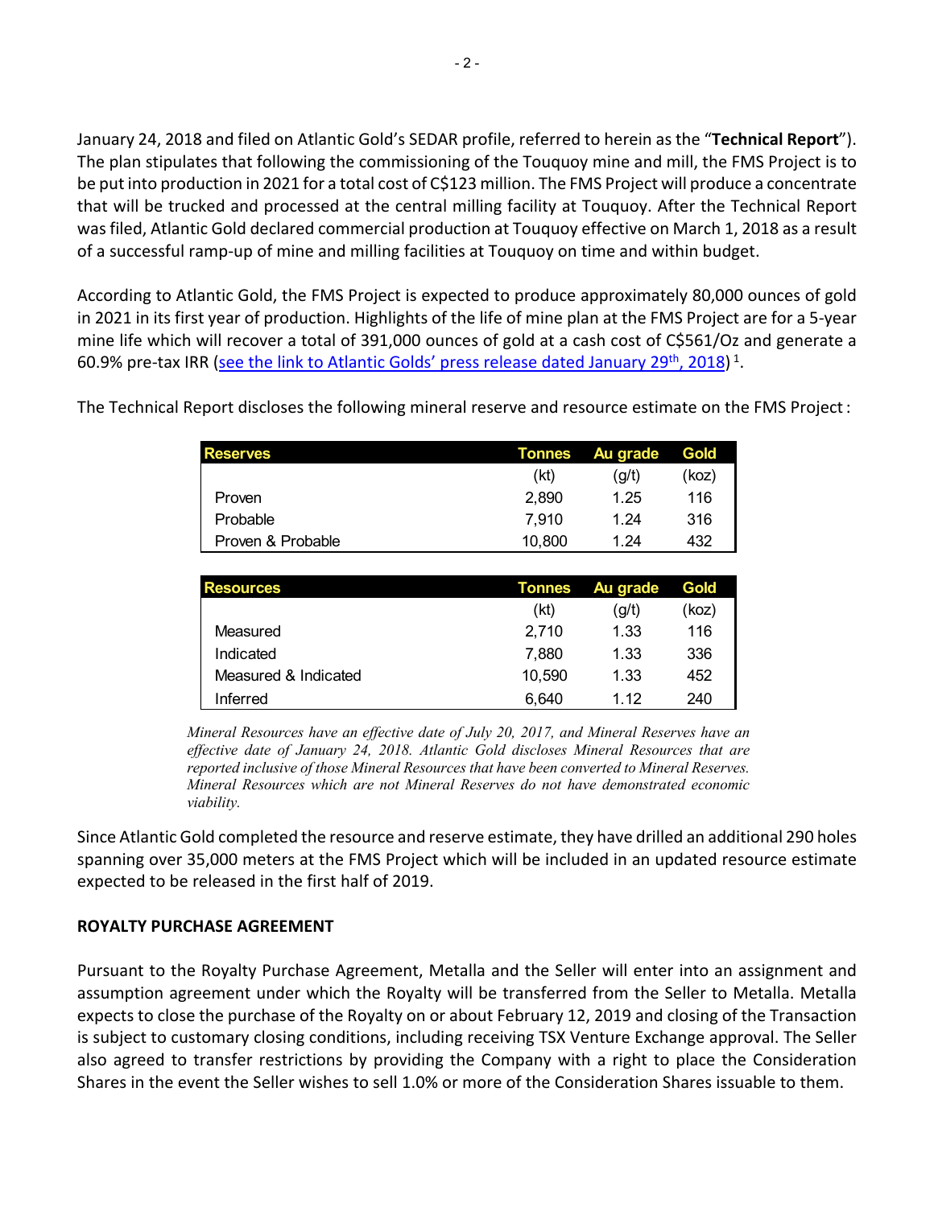January 24, 2018 and filed on Atlantic Gold's SEDAR profile, referred to herein as the "**Technical Report**"). The plan stipulates that following the commissioning of the Touquoy mine and mill, the FMS Project is to be put into production in 2021 for a total cost of C$123 million. The FMS Project will produce a concentrate that will be trucked and processed at the central milling facility at Touquoy. After the Technical Report was filed, Atlantic Gold declared commercial production at Touquoy effective on March 1, 2018 as a result of a successful ramp-up of mine and milling facilities at Touquoy on time and within budget.

According to Atlantic Gold, the FMS Project is expected to produce approximately 80,000 ounces of gold in 2021 in its first year of production. Highlights of the life of mine plan at the FMS Project are for a 5-year mine life which will recover a total of 391,000 ounces of gold at a cash cost of C$561/Oz and generate a 60.9% pre-tax IRR (see the link to Atlantic Golds' press release dated January 29th, 2018) [1].

The Technical Report discloses the following mineral reserve and resource estimate on the FMS Project :

| Reserves | Tonnes | Au grade | Gold |
|---|---|---|---|
| | (kt) | (g/t) | (koz) |
| Proven | 2,890 | 1.25 | 116 |
| Probable | 7,910 | 1.24 | 316 |
| Proven & Probable | 10,800 | 1.24 | 432 |

| Resources | Tonnes | Au grade | Gold |
|---|---|---|---|
| | (kt) | (g/t) | (koz) |
| Measured | 2,710 | 1.33 | 116 |
| Indicated | 7,880 | 1.33 | 336 |
| Measured & Indicated | 10,590 | 1.33 | 452 |
| Inferred | 6,640 | 1.12 | 240 |

*Mineral Resources have an effective date of July 20, 2017, and Mineral Reserves have an effective date of January 24, 2018. Atlantic Gold discloses Mineral Resources that are reported inclusive of those Mineral Resources that have been converted to Mineral Reserves. Mineral Resources which are not Mineral Reserves do not have demonstrated economic viability.*

Since Atlantic Gold completed the resource and reserve estimate, they have drilled an additional 290 holes spanning over 35,000 meters at the FMS Project which will be included in an updated resource estimate expected to be released in the first half of 2019.

**ROYALTY PURCHASE AGREEMENT**

Pursuant to the Royalty Purchase Agreement, Metalla and the Seller will enter into an assignment and assumption agreement under which the Royalty will be transferred from the Seller to Metalla. Metalla expects to close the purchase of the Royalty on or about February 12, 2019 and closing of the Transaction is subject to customary closing conditions, including receiving TSX Venture Exchange approval. The Seller also agreed to transfer restrictions by providing the Company with a right to place the Consideration Shares in the event the Seller wishes to sell 1.0% or more of the Consideration Shares issuable to them.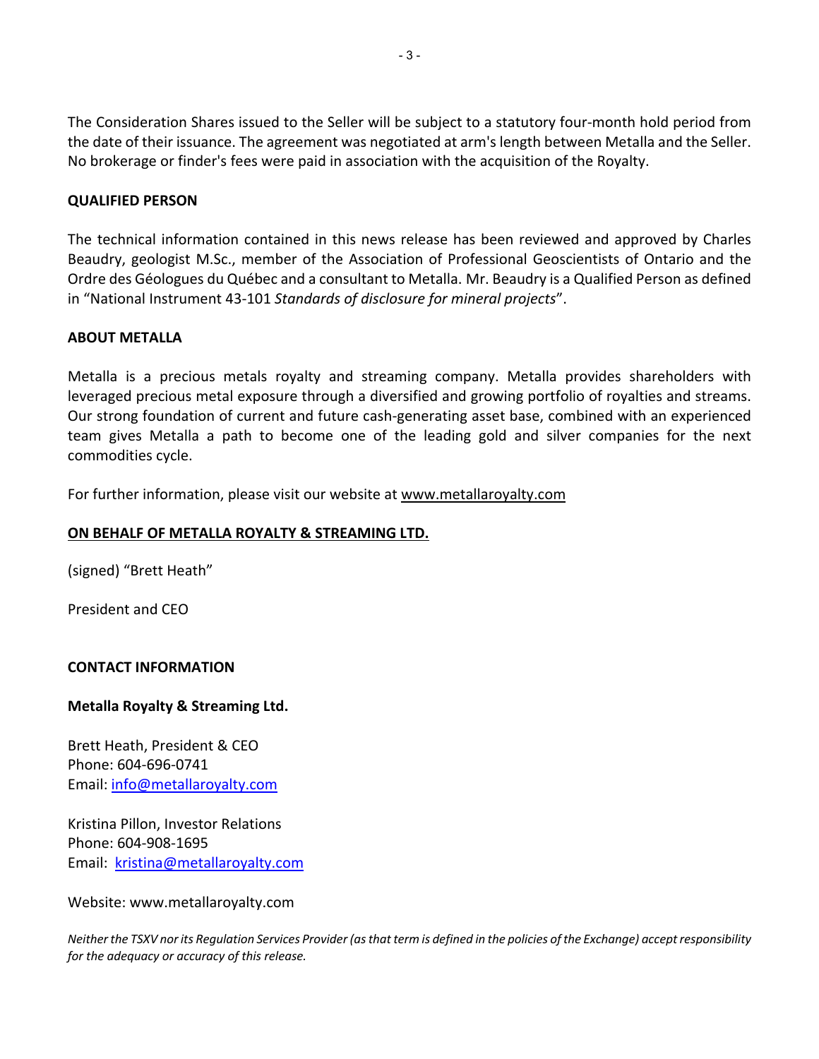The Consideration Shares issued to the Seller will be subject to a statutory four-month hold period from the date of their issuance. The agreement was negotiated at arm's length between Metalla and the Seller. No brokerage or finder's fees were paid in association with the acquisition of the Royalty.

**QUALIFIED PERSON**

The technical information contained in this news release has been reviewed and approved by Charles Beaudry, geologist M.Sc., member of the Association of Professional Geoscientists of Ontario and the Ordre des Géologues du Québec and a consultant to Metalla. Mr. Beaudry is a Qualified Person as defined in "National Instrument 43-101 *Standards of disclosure for mineral projects*".

**ABOUT METALLA**

Metalla is a precious metals royalty and streaming company. Metalla provides shareholders with leveraged precious metal exposure through a diversified and growing portfolio of royalties and streams. Our strong foundation of current and future cash-generating asset base, combined with an experienced team gives Metalla a path to become one of the leading gold and silver companies for the next commodities cycle.

For further information, please visit our website at www.metallaroyalty.com

**ON BEHALF OF METALLA ROYALTY & STREAMING LTD.**

(signed) "Brett Heath"

President and CEO

**CONTACT INFORMATION**

**Metalla Royalty & Streaming Ltd.**

Brett Heath, President & CEO
Phone: 604-696-0741
Email: info@metallaroyalty.com

Kristina Pillon, Investor Relations
Phone: 604-908-1695
Email: kristina@metallaroyalty.com

Website: www.metallaroyalty.com

*Neither the TSXV nor its Regulation Services Provider (as that term is defined in the policies of the Exchange) accept responsibility for the adequacy or accuracy of this release.*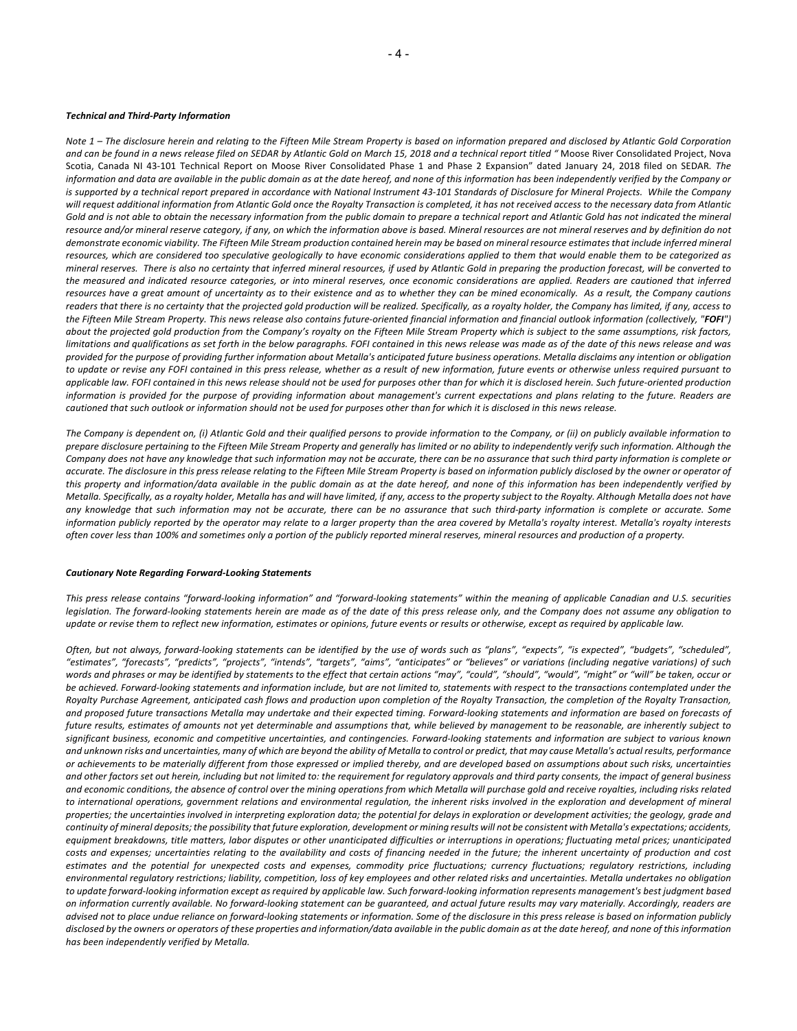***Technical and Third-Party Information***

*Note 1 – The disclosure herein and relating to the Fifteen Mile Stream Property is based on information prepared and disclosed by Atlantic Gold Corporation and can be found in a news release filed on SEDAR by Atlantic Gold on March 15, 2018 and a technical report titled "* Moose River Consolidated Project, Nova Scotia, Canada NI 43-101 Technical Report on Moose River Consolidated Phase 1 and Phase 2 Expansion" dated January 24, 2018 filed on SEDAR. *The information and data are available in the public domain as at the date hereof, and none of this information has been independently verified by the Company or is supported by a technical report prepared in accordance with National Instrument 43-101 Standards of Disclosure for Mineral Projects. While the Company will request additional information from Atlantic Gold once the Royalty Transaction is completed, it has not received access to the necessary data from Atlantic Gold and is not able to obtain the necessary information from the public domain to prepare a technical report and Atlantic Gold has not indicated the mineral resource and/or mineral reserve category, if any, on which the information above is based. Mineral resources are not mineral reserves and by definition do not demonstrate economic viability. The Fifteen Mile Stream production contained herein may be based on mineral resource estimates that include inferred mineral resources, which are considered too speculative geologically to have economic considerations applied to them that would enable them to be categorized as mineral reserves. There is also no certainty that inferred mineral resources, if used by Atlantic Gold in preparing the production forecast, will be converted to the measured and indicated resource categories, or into mineral reserves, once economic considerations are applied. Readers are cautioned that inferred resources have a great amount of uncertainty as to their existence and as to whether they can be mined economically. As a result, the Company cautions readers that there is no certainty that the projected gold production will be realized. Specifically, as a royalty holder, the Company has limited, if any, access to the Fifteen Mile Stream Property. This news release also contains future-oriented financial information and financial outlook information (collectively, "**FOFI**") about the projected gold production from the Company's royalty on the Fifteen Mile Stream Property which is subject to the same assumptions, risk factors, limitations and qualifications as set forth in the below paragraphs. FOFI contained in this news release was made as of the date of this news release and was provided for the purpose of providing further information about Metalla's anticipated future business operations. Metalla disclaims any intention or obligation to update or revise any FOFI contained in this press release, whether as a result of new information, future events or otherwise unless required pursuant to applicable law. FOFI contained in this news release should not be used for purposes other than for which it is disclosed herein. Such future-oriented production information is provided for the purpose of providing information about management's current expectations and plans relating to the future. Readers are cautioned that such outlook or information should not be used for purposes other than for which it is disclosed in this news release.*

*The Company is dependent on, (i) Atlantic Gold and their qualified persons to provide information to the Company, or (ii) on publicly available information to prepare disclosure pertaining to the Fifteen Mile Stream Property and generally has limited or no ability to independently verify such information. Although the Company does not have any knowledge that such information may not be accurate, there can be no assurance that such third party information is complete or accurate. The disclosure in this press release relating to the Fifteen Mile Stream Property is based on information publicly disclosed by the owner or operator of this property and information/data available in the public domain as at the date hereof, and none of this information has been independently verified by Metalla. Specifically, as a royalty holder, Metalla has and will have limited, if any, access to the property subject to the Royalty. Although Metalla does not have any knowledge that such information may not be accurate, there can be no assurance that such third-party information is complete or accurate. Some information publicly reported by the operator may relate to a larger property than the area covered by Metalla's royalty interest. Metalla's royalty interests often cover less than 100% and sometimes only a portion of the publicly reported mineral reserves, mineral resources and production of a property.*

***Cautionary Note Regarding Forward-Looking Statements***

*This press release contains "forward-looking information" and "forward-looking statements" within the meaning of applicable Canadian and U.S. securities legislation. The forward-looking statements herein are made as of the date of this press release only, and the Company does not assume any obligation to update or revise them to reflect new information, estimates or opinions, future events or results or otherwise, except as required by applicable law.*

*Often, but not always, forward-looking statements can be identified by the use of words such as "plans", "expects", "is expected", "budgets", "scheduled", "estimates", "forecasts", "predicts", "projects", "intends", "targets", "aims", "anticipates" or "believes" or variations (including negative variations) of such words and phrases or may be identified by statements to the effect that certain actions "may", "could", "should", "would", "might" or "will" be taken, occur or be achieved. Forward-looking statements and information include, but are not limited to, statements with respect to the transactions contemplated under the Royalty Purchase Agreement, anticipated cash flows and production upon completion of the Royalty Transaction, the completion of the Royalty Transaction, and proposed future transactions Metalla may undertake and their expected timing. Forward-looking statements and information are based on forecasts of future results, estimates of amounts not yet determinable and assumptions that, while believed by management to be reasonable, are inherently subject to significant business, economic and competitive uncertainties, and contingencies. Forward-looking statements and information are subject to various known and unknown risks and uncertainties, many of which are beyond the ability of Metalla to control or predict, that may cause Metalla's actual results, performance or achievements to be materially different from those expressed or implied thereby, and are developed based on assumptions about such risks, uncertainties and other factors set out herein, including but not limited to: the requirement for regulatory approvals and third party consents, the impact of general business and economic conditions, the absence of control over the mining operations from which Metalla will purchase gold and receive royalties, including risks related to international operations, government relations and environmental regulation, the inherent risks involved in the exploration and development of mineral properties; the uncertainties involved in interpreting exploration data; the potential for delays in exploration or development activities; the geology, grade and continuity of mineral deposits; the possibility that future exploration, development or mining results will not be consistent with Metalla's expectations; accidents, equipment breakdowns, title matters, labor disputes or other unanticipated difficulties or interruptions in operations; fluctuating metal prices; unanticipated costs and expenses; uncertainties relating to the availability and costs of financing needed in the future; the inherent uncertainty of production and cost estimates and the potential for unexpected costs and expenses; commodity price fluctuations; currency fluctuations; regulatory restrictions, including environmental regulatory restrictions; liability, competition, loss of key employees and other related risks and uncertainties. Metalla undertakes no obligation to update forward-looking information except as required by applicable law. Such forward-looking information represents management's best judgment based on information currently available. No forward-looking statement can be guaranteed, and actual future results may vary materially. Accordingly, readers are advised not to place undue reliance on forward-looking statements or information. Some of the disclosure in this press release is based on information publicly disclosed by the owners or operators of these properties and information/data available in the public domain as at the date hereof, and none of this information has been independently verified by Metalla.*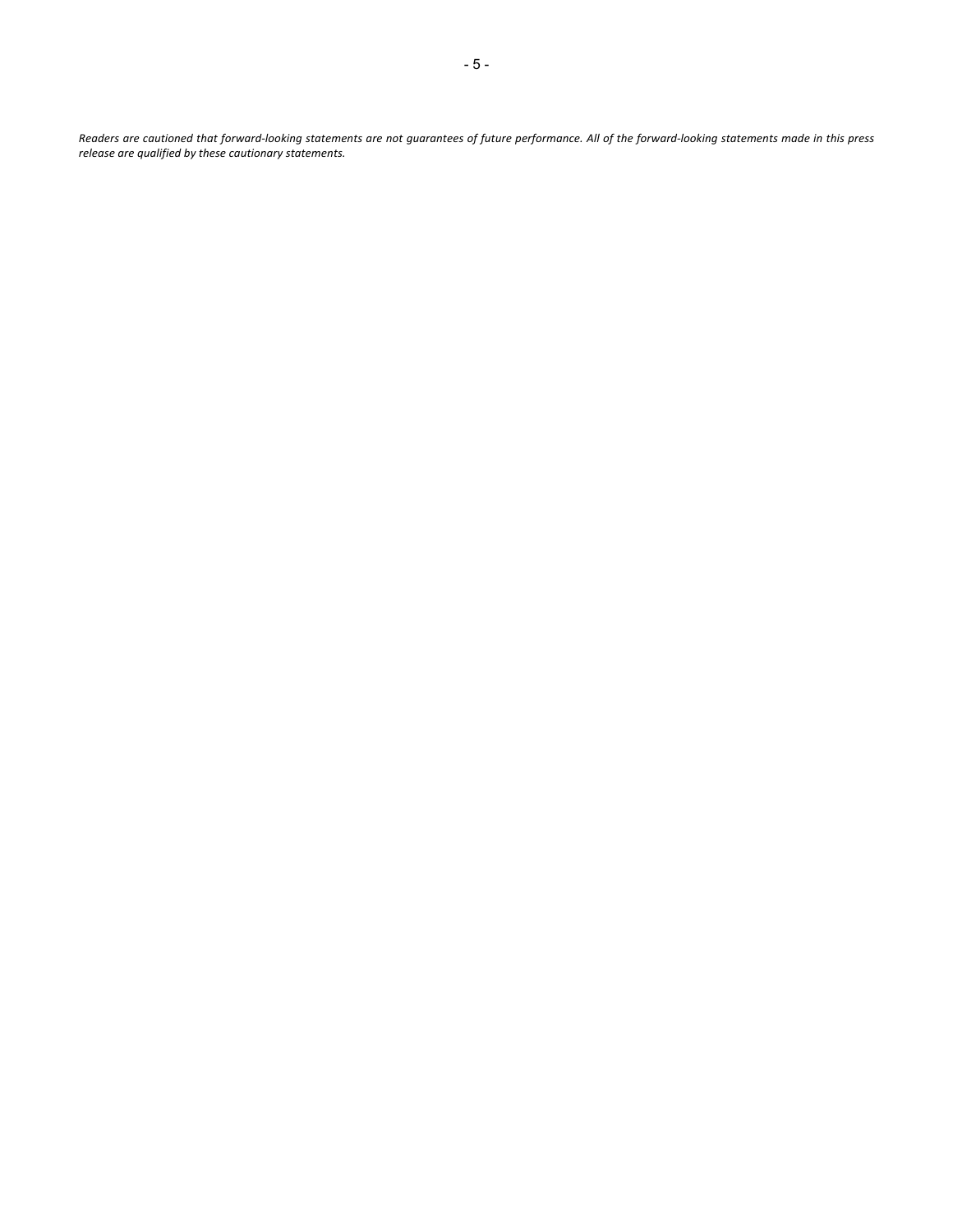*Readers are cautioned that forward-looking statements are not guarantees of future performance. All of the forward-looking statements made in this press release are qualified by these cautionary statements.*